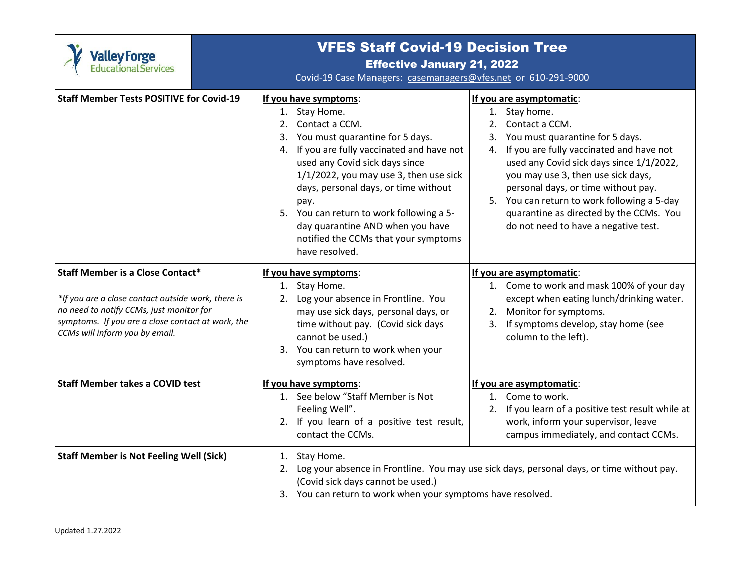# VFES Staff Covid-19 Decision Tree

**Effective January 21, 2022**

Covid-19 Case Managers: casemanagers@vfes.net or 610-291-9000

| | | |
|---|---|---|
| **Staff Member Tests POSITIVE for Covid-19** | **If you have symptoms**:<br>1. Stay Home.<br>2. Contact a CCM.<br>3. You must quarantine for 5 days.<br>4. If you are fully vaccinated and have not used any Covid sick days since 1/1/2022, you may use 3, then use sick days, personal days, or time without pay.<br>5. You can return to work following a 5-day quarantine AND when you have notified the CCMs that your symptoms have resolved. | **If you are asymptomatic**:<br>1. Stay home.<br>2. Contact a CCM.<br>3. You must quarantine for 5 days.<br>4. If you are fully vaccinated and have not used any Covid sick days since 1/1/2022, you may use 3, then use sick days, personal days, or time without pay.<br>5. You can return to work following a 5-day quarantine as directed by the CCMs. You do not need to have a negative test. |
| **Staff Member is a Close Contact***<br><br>*\*If you are a close contact outside work, there is no need to notify CCMs, just monitor for symptoms. If you are a close contact at work, the CCMs will inform you by email.* | **If you have symptoms**:<br>1. Stay Home.<br>2. Log your absence in Frontline. You may use sick days, personal days, or time without pay. (Covid sick days cannot be used.)<br>3. You can return to work when your symptoms have resolved. | **If you are asymptomatic**:<br>1. Come to work and mask 100% of your day except when eating lunch/drinking water.<br>2. Monitor for symptoms.<br>3. If symptoms develop, stay home (see column to the left). |
| **Staff Member takes a COVID test** | **If you have symptoms**:<br>1. See below "Staff Member is Not Feeling Well".<br>2. If you learn of a positive test result, contact the CCMs. | **If you are asymptomatic**:<br>1. Come to work.<br>2. If you learn of a positive test result while at work, inform your supervisor, leave campus immediately, and contact CCMs. |
| **Staff Member is Not Feeling Well (Sick)** | 1. Stay Home.<br>2. Log your absence in Frontline. You may use sick days, personal days, or time without pay. (Covid sick days cannot be used.)<br>3. You can return to work when your symptoms have resolved. | |

Updated 1.27.2022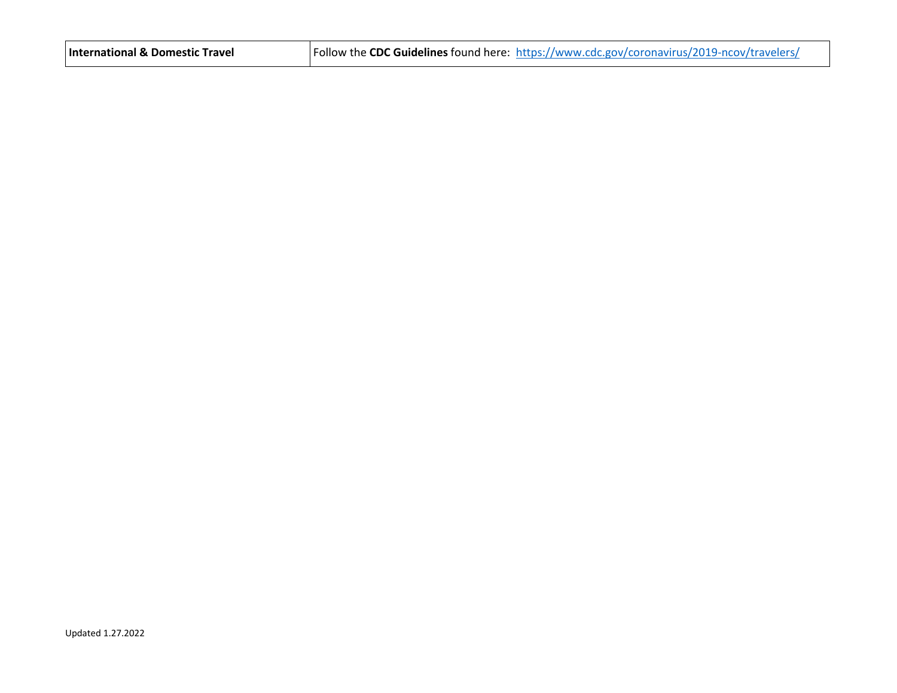| | |
|---|---|
| **International & Domestic Travel** | Follow the **CDC Guidelines** found here: https://www.cdc.gov/coronavirus/2019-ncov/travelers/ |

Updated 1.27.2022